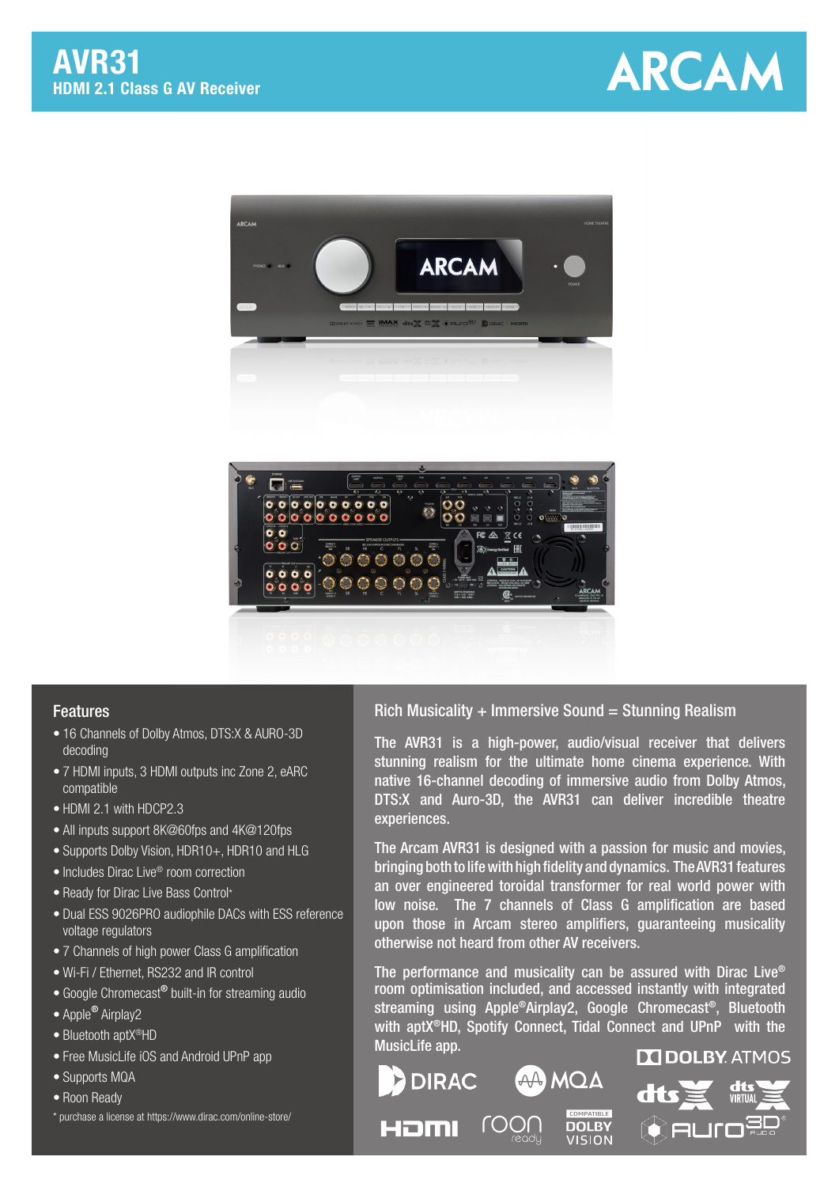# AVR31

## HDMI 2.1 Class G AV Receiver

ARCAM

## Features

- 16 Channels of Dolby Atmos, DTS:X & AURO-3D decoding
- 7 HDMI inputs, 3 HDMI outputs inc Zone 2, eARC compatible
- HDMI 2.1 with HDCP2.3
- All inputs support 8K@60fps and 4K@120fps
- Supports Dolby Vision, HDR10+, HDR10 and HLG
- Includes Dirac Live® room correction
- Ready for Dirac Live Bass Control*
- Dual ESS 9026PRO audiophile DACs with ESS reference voltage regulators
- 7 Channels of high power Class G amplification
- Wi-Fi / Ethernet, RS232 and IR control
- Google Chromecast® built-in for streaming audio
- Apple® Airplay2
- Bluetooth aptX®HD
- Free MusicLife iOS and Android UPnP app
- Supports MQA
- Roon Ready

\* purchase a license at https://www.dirac.com/online-store/

## Rich Musicality + Immersive Sound = Stunning Realism

The AVR31 is a high-power, audio/visual receiver that delivers stunning realism for the ultimate home cinema experience. With native 16-channel decoding of immersive audio from Dolby Atmos, DTS:X and Auro-3D, the AVR31 can deliver incredible theatre experiences.

The Arcam AVR31 is designed with a passion for music and movies, bringing both to life with high fidelity and dynamics. The AVR31 features an over engineered toroidal transformer for real world power with low noise. The 7 channels of Class G amplification are based upon those in Arcam stereo amplifiers, guaranteeing musicality otherwise not heard from other AV receivers.

The performance and musicality can be assured with Dirac Live® room optimisation included, and accessed instantly with integrated streaming using Apple®Airplay2, Google Chromecast®, Bluetooth with aptX®HD, Spotify Connect, Tidal Connect and UPnP with the MusicLife app.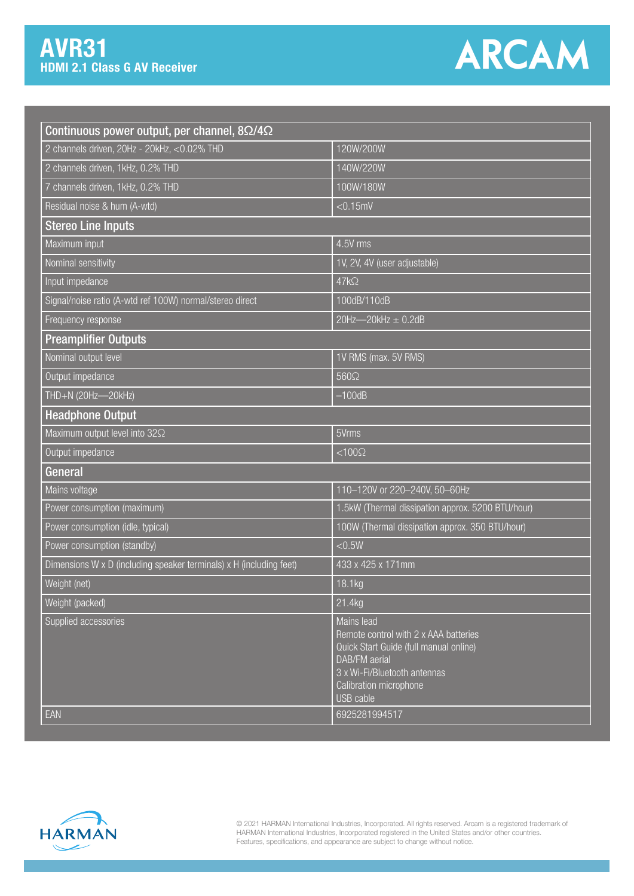# AVR31

## HDMI 2.1 Class G AV Receiver

ARCAM

| | |
|---|---|
| **Continuous power output, per channel, 8Ω/4Ω** | |
| 2 channels driven, 20Hz - 20kHz, <0.02% THD | 120W/200W |
| 2 channels driven, 1kHz, 0.2% THD | 140W/220W |
| 7 channels driven, 1kHz, 0.2% THD | 100W/180W |
| Residual noise & hum (A-wtd) | <0.15mV |
| **Stereo Line Inputs** | |
| Maximum input | 4.5V rms |
| Nominal sensitivity | 1V, 2V, 4V (user adjustable) |
| Input impedance | 47kΩ |
| Signal/noise ratio (A-wtd ref 100W) normal/stereo direct | 100dB/110dB |
| Frequency response | 20Hz—20kHz ± 0.2dB |
| **Preamplifier Outputs** | |
| Nominal output level | 1V RMS (max. 5V RMS) |
| Output impedance | 560Ω |
| THD+N (20Hz—20kHz) | –100dB |
| **Headphone Output** | |
| Maximum output level into 32Ω | 5Vrms |
| Output impedance | <100Ω |
| **General** | |
| Mains voltage | 110–120V or 220–240V, 50–60Hz |
| Power consumption (maximum) | 1.5kW (Thermal dissipation approx. 5200 BTU/hour) |
| Power consumption (idle, typical) | 100W (Thermal dissipation approx. 350 BTU/hour) |
| Power consumption (standby) | <0.5W |
| Dimensions W x D (including speaker terminals) x H (including feet) | 433 x 425 x 171mm |
| Weight (net) | 18.1kg |
| Weight (packed) | 21.4kg |
| Supplied accessories | Mains lead<br>Remote control with 2 x AAA batteries<br>Quick Start Guide (full manual online)<br>DAB/FM aerial<br>3 x Wi-Fi/Bluetooth antennas<br>Calibration microphone<br>USB cable |
| EAN | 6925281994517 |

HARMAN

© 2021 HARMAN International Industries, Incorporated. All rights reserved. Arcam is a registered trademark of HARMAN International Industries, Incorporated registered in the United States and/or other countries. Features, specifications, and appearance are subject to change without notice.